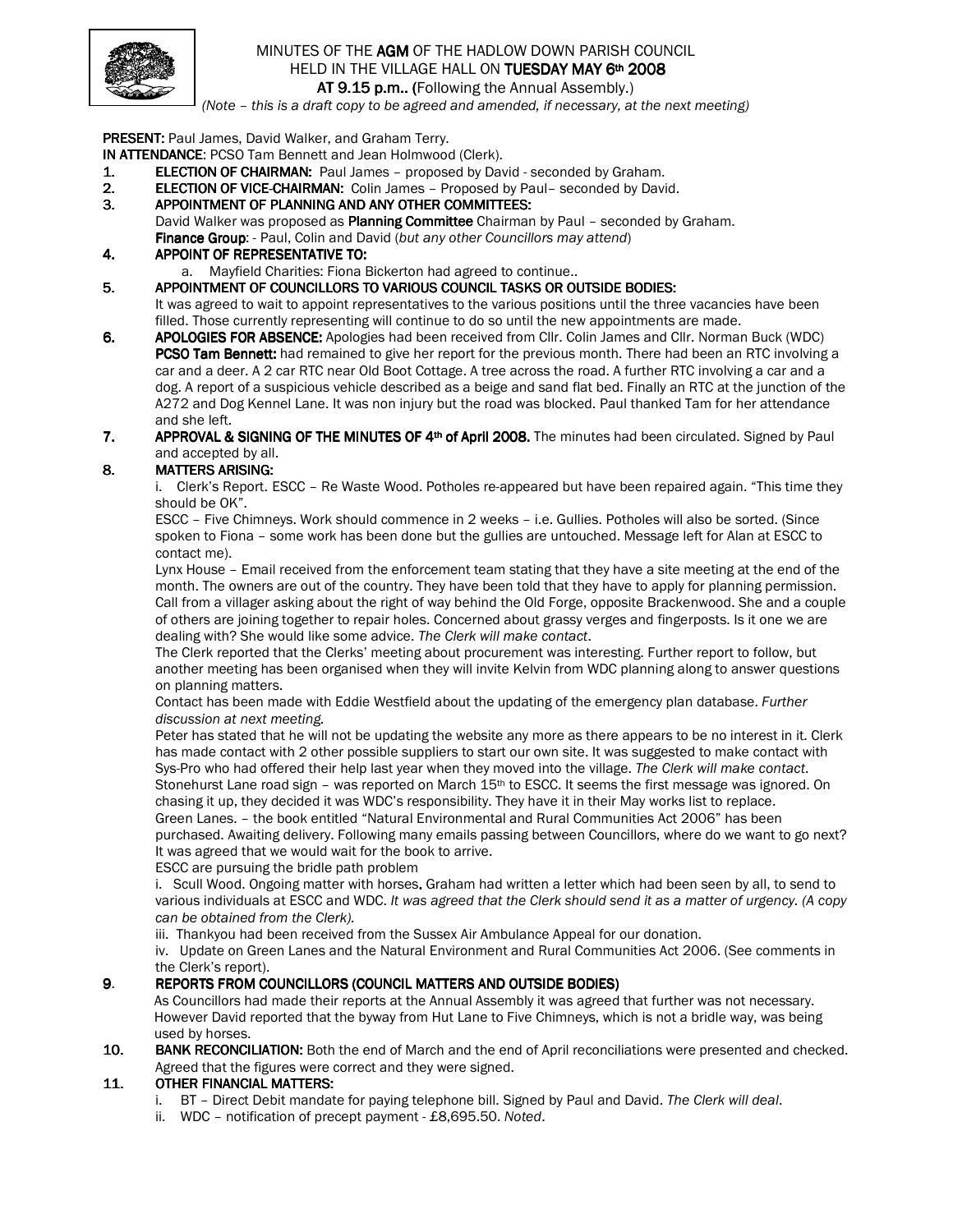# MINUTES OF THE **AGM** OF THE HADLOW DOWN PARISH COUNCIL HELD IN THE VILLAGE HALL ON **TUESDAY MAY 6th 2008**

**AT 9.15 p.m.. (**Following the Annual Assembly.)

*(Note – this is a draft copy to be agreed and amended, if necessary, at the next meeting)*

**PRESENT:** Paul James, David Walker, and Graham Terry.

**IN ATTENDANCE**: PCSO Tam Bennett and Jean Holmwood (Clerk).

1. **ELECTION OF CHAIRMAN:** Paul James – proposed by David - seconded by Graham.
2. **ELECTION OF VICE-CHAIRMAN:** Colin James – Proposed by Paul– seconded by David.
3. **APPOINTMENT OF PLANNING AND ANY OTHER COMMITTEES:**
   David Walker was proposed as **Planning Committee** Chairman by Paul – seconded by Graham.
   **Finance Group**: - Paul, Colin and David (*but any other Councillors may attend*)
4. **APPOINT OF REPRESENTATIVE TO:**
   a. Mayfield Charities: Fiona Bickerton had agreed to continue..
5. **APPOINTMENT OF COUNCILLORS TO VARIOUS COUNCIL TASKS OR OUTSIDE BODIES:**
   It was agreed to wait to appoint representatives to the various positions until the three vacancies have been filled. Those currently representing will continue to do so until the new appointments are made.
6. **APOLOGIES FOR ABSENCE:** Apologies had been received from Cllr. Colin James and Cllr. Norman Buck (WDC)
   **PCSO Tam Bennett:** had remained to give her report for the previous month. There had been an RTC involving a car and a deer. A 2 car RTC near Old Boot Cottage. A tree across the road. A further RTC involving a car and a dog. A report of a suspicious vehicle described as a beige and sand flat bed. Finally an RTC at the junction of the A272 and Dog Kennel Lane. It was non injury but the road was blocked. Paul thanked Tam for her attendance and she left.
7. **APPROVAL & SIGNING OF THE MINUTES OF 4th of April 2008.** The minutes had been circulated. Signed by Paul and accepted by all.
8. **MATTERS ARISING:**
   i. Clerk's Report. ESCC – Re Waste Wood. Potholes re-appeared but have been repaired again. "This time they should be OK".
   ESCC – Five Chimneys. Work should commence in 2 weeks – i.e. Gullies. Potholes will also be sorted. (Since spoken to Fiona – some work has been done but the gullies are untouched. Message left for Alan at ESCC to contact me).
   Lynx House – Email received from the enforcement team stating that they have a site meeting at the end of the month. The owners are out of the country. They have been told that they have to apply for planning permission.
   Call from a villager asking about the right of way behind the Old Forge, opposite Brackenwood. She and a couple of others are joining together to repair holes. Concerned about grassy verges and fingerposts. Is it one we are dealing with? She would like some advice. *The Clerk will make contact*.
   The Clerk reported that the Clerks' meeting about procurement was interesting. Further report to follow, but another meeting has been organised when they will invite Kelvin from WDC planning along to answer questions on planning matters.
   Contact has been made with Eddie Westfield about the updating of the emergency plan database. *Further discussion at next meeting.*
   Peter has stated that he will not be updating the website any more as there appears to be no interest in it. Clerk has made contact with 2 other possible suppliers to start our own site. It was suggested to make contact with Sys-Pro who had offered their help last year when they moved into the village. *The Clerk will make contact*.
   Stonehurst Lane road sign – was reported on March 15th to ESCC. It seems the first message was ignored. On chasing it up, they decided it was WDC's responsibility. They have it in their May works list to replace.
   Green Lanes. – the book entitled "Natural Environmental and Rural Communities Act 2006" has been purchased. Awaiting delivery. Following many emails passing between Councillors, where do we want to go next? It was agreed that we would wait for the book to arrive.
   ESCC are pursuing the bridle path problem
   i. Scull Wood. Ongoing matter with horses**.** Graham had written a letter which had been seen by all, to send to various individuals at ESCC and WDC. *It was agreed that the Clerk should send it as a matter of urgency. (A copy can be obtained from the Clerk).*
   iii. Thankyou had been received from the Sussex Air Ambulance Appeal for our donation.
   iv. Update on Green Lanes and the Natural Environment and Rural Communities Act 2006. (See comments in the Clerk's report).
9. **REPORTS FROM COUNCILLORS (COUNCIL MATTERS AND OUTSIDE BODIES)**
   As Councillors had made their reports at the Annual Assembly it was agreed that further was not necessary. However David reported that the byway from Hut Lane to Five Chimneys, which is not a bridle way, was being used by horses.
10. **BANK RECONCILIATION:** Both the end of March and the end of April reconciliations were presented and checked. Agreed that the figures were correct and they were signed.
11. **OTHER FINANCIAL MATTERS:**
    i. BT – Direct Debit mandate for paying telephone bill. Signed by Paul and David. *The Clerk will deal*.
    ii. WDC – notification of precept payment - £8,695.50. *Noted*.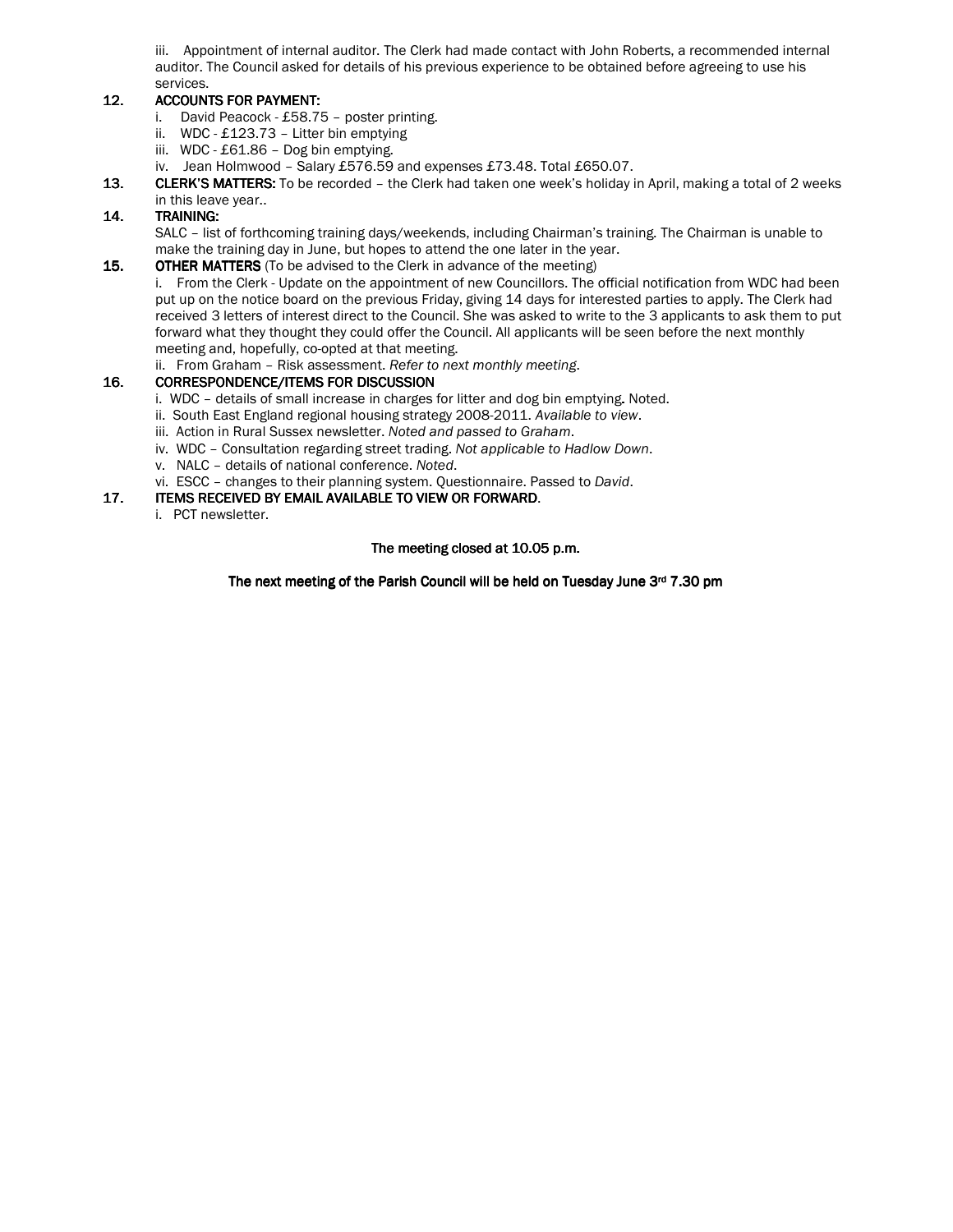iii. Appointment of internal auditor. The Clerk had made contact with John Roberts, a recommended internal auditor. The Council asked for details of his previous experience to be obtained before agreeing to use his services.

**12. ACCOUNTS FOR PAYMENT:**

i. David Peacock - £58.75 – poster printing.
ii. WDC - £123.73 – Litter bin emptying
iii. WDC - £61.86 – Dog bin emptying.
iv. Jean Holmwood – Salary £576.59 and expenses £73.48. Total £650.07.

**13. CLERK'S MATTERS:** To be recorded – the Clerk had taken one week's holiday in April, making a total of 2 weeks in this leave year..

**14. TRAINING:**

SALC – list of forthcoming training days/weekends, including Chairman's training. The Chairman is unable to make the training day in June, but hopes to attend the one later in the year.

**15. OTHER MATTERS** (To be advised to the Clerk in advance of the meeting)

i. From the Clerk - Update on the appointment of new Councillors. The official notification from WDC had been put up on the notice board on the previous Friday, giving 14 days for interested parties to apply. The Clerk had received 3 letters of interest direct to the Council. She was asked to write to the 3 applicants to ask them to put forward what they thought they could offer the Council. All applicants will be seen before the next monthly meeting and, hopefully, co-opted at that meeting.
ii. From Graham – Risk assessment. *Refer to next monthly meeting*.

**16. CORRESPONDENCE/ITEMS FOR DISCUSSION**

i. WDC – details of small increase in charges for litter and dog bin emptying. Noted.
ii. South East England regional housing strategy 2008-2011. *Available to view*.
iii. Action in Rural Sussex newsletter. *Noted and passed to Graham*.
iv. WDC – Consultation regarding street trading. *Not applicable to Hadlow Down*.
v. NALC – details of national conference. *Noted*.
vi. ESCC – changes to their planning system. Questionnaire. Passed to *David*.

**17. ITEMS RECEIVED BY EMAIL AVAILABLE TO VIEW OR FORWARD.**

i. PCT newsletter.

**The meeting closed at 10.05 p.m.**

**The next meeting of the Parish Council will be held on Tuesday June 3rd 7.30 pm**